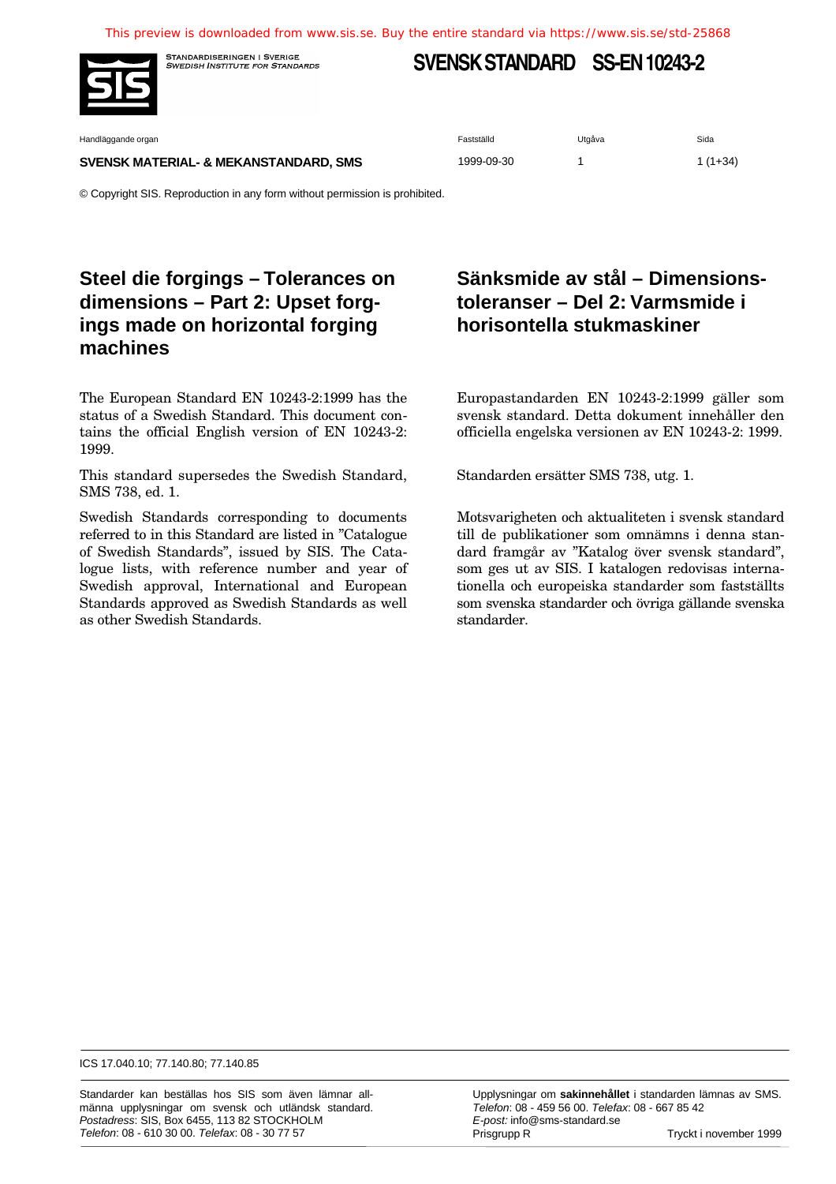This preview is downloaded from www.sis.se. Buy the entire standard via https://www.sis.se/std-25868

STANDARDISERINGEN I SVERIGE
*SWEDISH INSTITUTE FOR STANDARDS*

# SVENSK STANDARD SS-EN 10243-2

| Handläggande organ | Fastställd | Utgåva | Sida |
|---|---|---|---|
| **SVENSK MATERIAL- & MEKANSTANDARD, SMS** | 1999-09-30 | 1 | 1 (1+34) |

© Copyright SIS. Reproduction in any form without permission is prohibited.

## Steel die forgings – Tolerances on dimensions – Part 2: Upset forgings made on horizontal forging machines

The European Standard EN 10243-2:1999 has the status of a Swedish Standard. This document contains the official English version of EN 10243-2: 1999.

This standard supersedes the Swedish Standard, SMS 738, ed. 1.

Swedish Standards corresponding to documents referred to in this Standard are listed in "Catalogue of Swedish Standards", issued by SIS. The Catalogue lists, with reference number and year of Swedish approval, International and European Standards approved as Swedish Standards as well as other Swedish Standards.

## Sänksmide av stål – Dimensionstoleranser – Del 2: Varmsmide i horisontella stukmaskiner

Europastandarden EN 10243-2:1999 gäller som svensk standard. Detta dokument innehåller den officiella engelska versionen av EN 10243-2: 1999.

Standarden ersätter SMS 738, utg. 1.

Motsvarigheten och aktualiteten i svensk standard till de publikationer som omnämns i denna standard framgår av "Katalog över svensk standard", som ges ut av SIS. I katalogen redovisas internationella och europeiska standarder som fastställts som svenska standarder och övriga gällande svenska standarder.

ICS 17.040.10; 77.140.80; 77.140.85

Standarder kan beställas hos SIS som även lämnar allmänna upplysningar om svensk och utländsk standard.
*Postadress*: SIS, Box 6455, 113 82 STOCKHOLM
*Telefon*: 08 - 610 30 00. *Telefax*: 08 - 30 77 57

Upplysningar om **sakinnehållet** i standarden lämnas av SMS.
*Telefon*: 08 - 459 56 00. *Telefax*: 08 - 667 85 42
*E-post:* info@sms-standard.se
Prisgrupp R

Tryckt i november 1999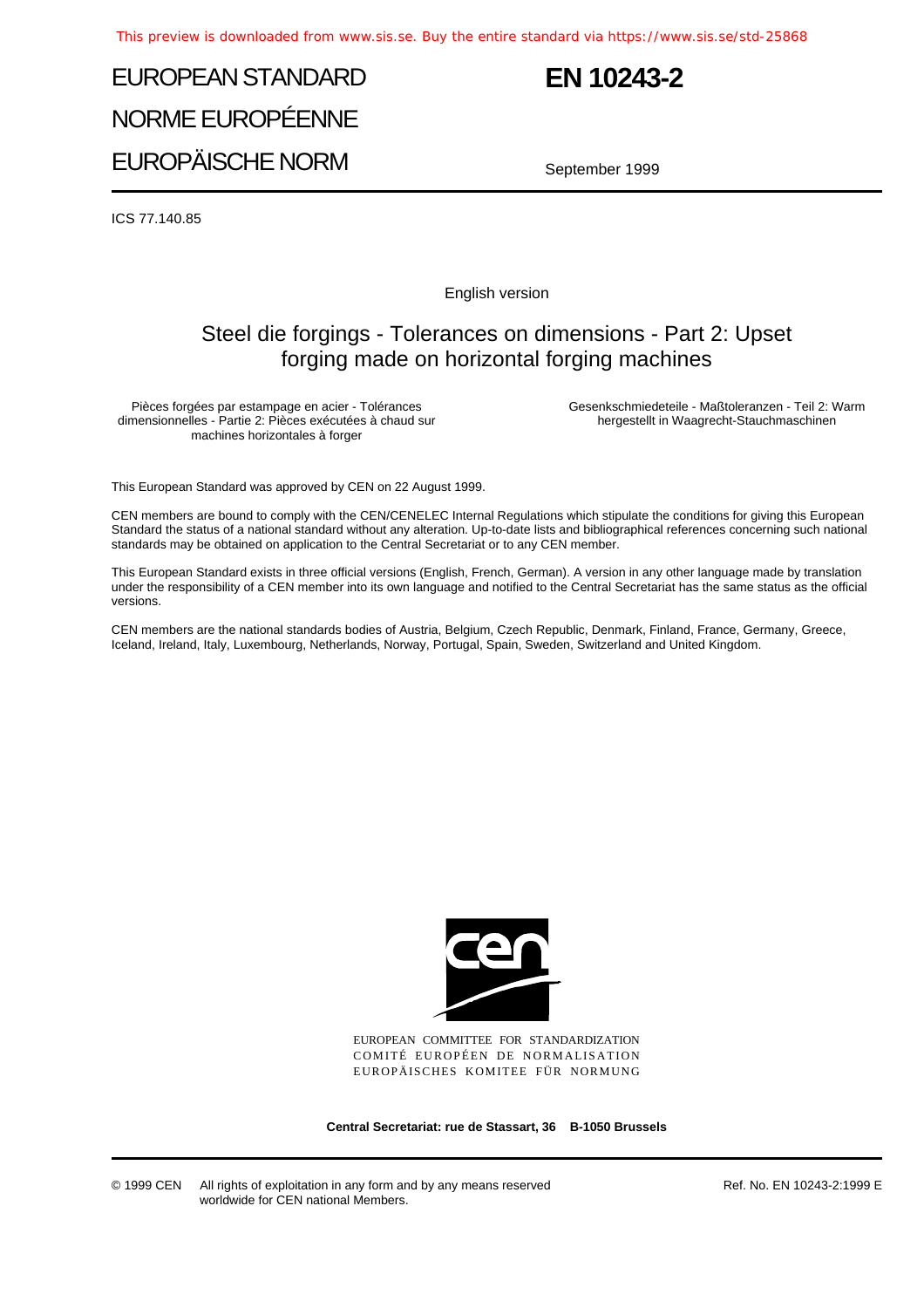# EUROPEAN STANDARD
# NORME EUROPÉENNE
# EUROPÄISCHE NORM

# EN 10243-2

September 1999

ICS 77.140.85

English version

## Steel die forgings - Tolerances on dimensions - Part 2: Upset forging made on horizontal forging machines

Pièces forgées par estampage en acier - Tolérances dimensionnelles - Partie 2: Pièces exécutées à chaud sur machines horizontales à forger

Gesenkschmiedeteile - Maßtoleranzen - Teil 2: Warm hergestellt in Waagrecht-Stauchmaschinen

This European Standard was approved by CEN on 22 August 1999.

CEN members are bound to comply with the CEN/CENELEC Internal Regulations which stipulate the conditions for giving this European Standard the status of a national standard without any alteration. Up-to-date lists and bibliographical references concerning such national standards may be obtained on application to the Central Secretariat or to any CEN member.

This European Standard exists in three official versions (English, French, German). A version in any other language made by translation under the responsibility of a CEN member into its own language and notified to the Central Secretariat has the same status as the official versions.

CEN members are the national standards bodies of Austria, Belgium, Czech Republic, Denmark, Finland, France, Germany, Greece, Iceland, Ireland, Italy, Luxembourg, Netherlands, Norway, Portugal, Spain, Sweden, Switzerland and United Kingdom.

EUROPEAN COMMITTEE FOR STANDARDIZATION
COMITÉ EUROPÉEN DE NORMALISATION
EUROPÄISCHES KOMITEE FÜR NORMUNG

**Central Secretariat: rue de Stassart, 36 B-1050 Brussels**

© 1999 CEN All rights of exploitation in any form and by any means reserved worldwide for CEN national Members.

Ref. No. EN 10243-2:1999 E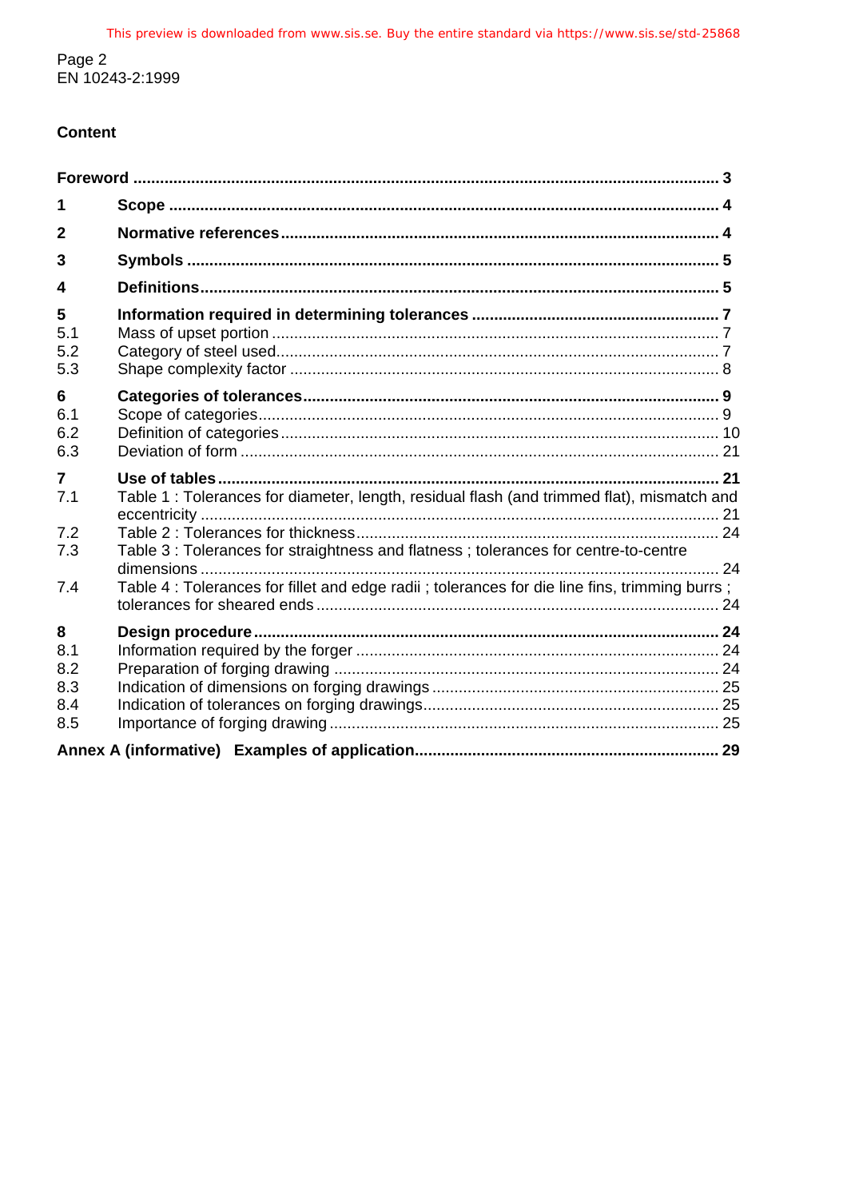## Content

| | | |
|---|---|---|
| **Foreword** | | **3** |
| **1** | **Scope** | **4** |
| **2** | **Normative references** | **4** |
| **3** | **Symbols** | **5** |
| **4** | **Definitions** | **5** |
| **5** | **Information required in determining tolerances** | **7** |
| 5.1 | Mass of upset portion | 7 |
| 5.2 | Category of steel used | 7 |
| 5.3 | Shape complexity factor | 8 |
| **6** | **Categories of tolerances** | **9** |
| 6.1 | Scope of categories | 9 |
| 6.2 | Definition of categories | 10 |
| 6.3 | Deviation of form | 21 |
| **7** | **Use of tables** | **21** |
| 7.1 | Table 1 : Tolerances for diameter, length, residual flash (and trimmed flat), mismatch and eccentricity | 21 |
| 7.2 | Table 2 : Tolerances for thickness | 24 |
| 7.3 | Table 3 : Tolerances for straightness and flatness ; tolerances for centre-to-centre dimensions | 24 |
| 7.4 | Table 4 : Tolerances for fillet and edge radii ; tolerances for die line fins, trimming burrs ; tolerances for sheared ends | 24 |
| **8** | **Design procedure** | **24** |
| 8.1 | Information required by the forger | 24 |
| 8.2 | Preparation of forging drawing | 24 |
| 8.3 | Indication of dimensions on forging drawings | 25 |
| 8.4 | Indication of tolerances on forging drawings | 25 |
| 8.5 | Importance of forging drawing | 25 |
| **Annex A (informative)** | **Examples of application** | **29** |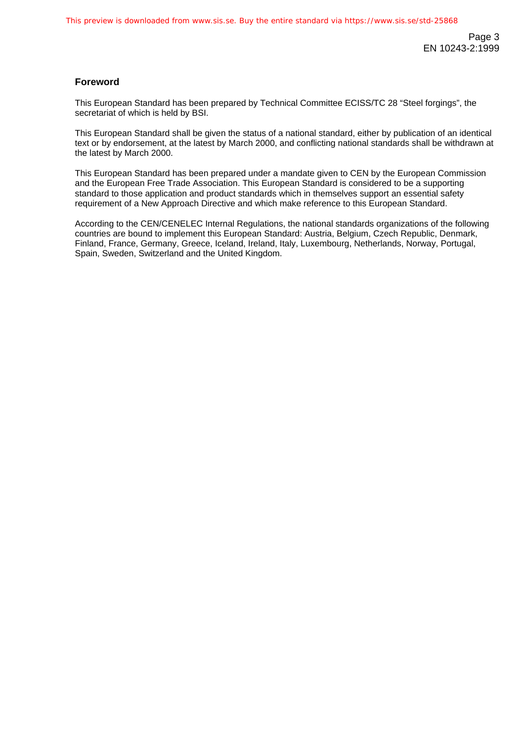## Foreword

This European Standard has been prepared by Technical Committee ECISS/TC 28 “Steel forgings”, the secretariat of which is held by BSI.

This European Standard shall be given the status of a national standard, either by publication of an identical text or by endorsement, at the latest by March 2000, and conflicting national standards shall be withdrawn at the latest by March 2000.

This European Standard has been prepared under a mandate given to CEN by the European Commission and the European Free Trade Association. This European Standard is considered to be a supporting standard to those application and product standards which in themselves support an essential safety requirement of a New Approach Directive and which make reference to this European Standard.

According to the CEN/CENELEC Internal Regulations, the national standards organizations of the following countries are bound to implement this European Standard: Austria, Belgium, Czech Republic, Denmark, Finland, France, Germany, Greece, Iceland, Ireland, Italy, Luxembourg, Netherlands, Norway, Portugal, Spain, Sweden, Switzerland and the United Kingdom.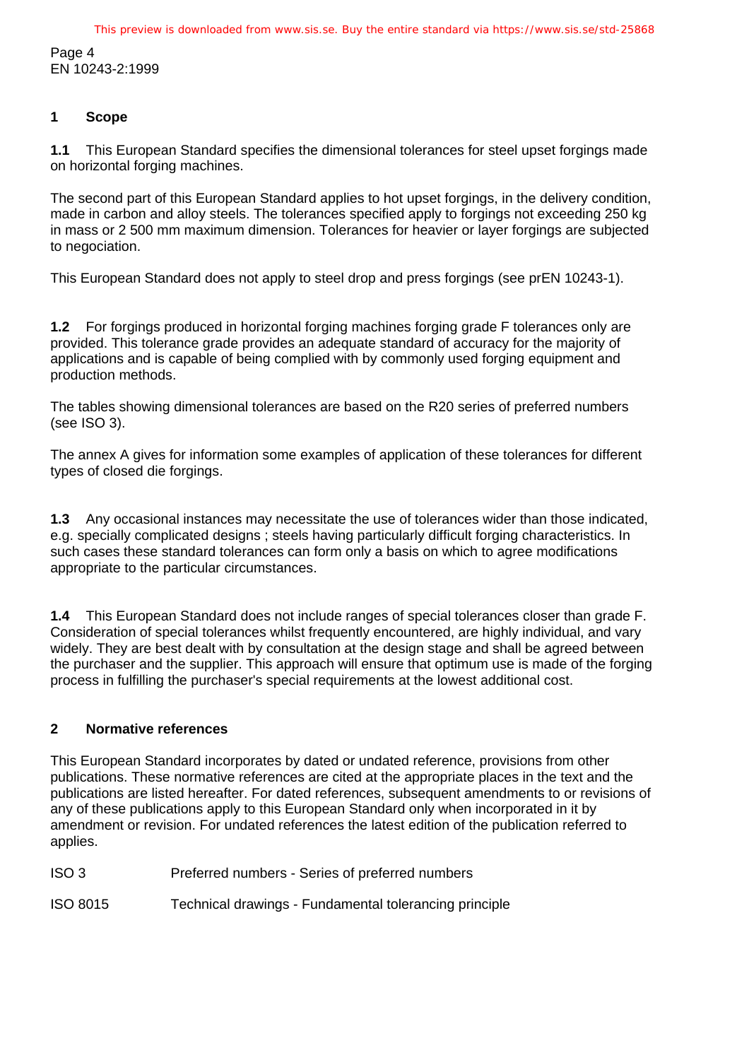## 1 Scope

**1.1** This European Standard specifies the dimensional tolerances for steel upset forgings made on horizontal forging machines.

The second part of this European Standard applies to hot upset forgings, in the delivery condition, made in carbon and alloy steels. The tolerances specified apply to forgings not exceeding 250 kg in mass or 2 500 mm maximum dimension. Tolerances for heavier or layer forgings are subjected to negociation.

This European Standard does not apply to steel drop and press forgings (see prEN 10243-1).

**1.2** For forgings produced in horizontal forging machines forging grade F tolerances only are provided. This tolerance grade provides an adequate standard of accuracy for the majority of applications and is capable of being complied with by commonly used forging equipment and production methods.

The tables showing dimensional tolerances are based on the R20 series of preferred numbers (see ISO 3).

The annex A gives for information some examples of application of these tolerances for different types of closed die forgings.

**1.3** Any occasional instances may necessitate the use of tolerances wider than those indicated, e.g. specially complicated designs ; steels having particularly difficult forging characteristics. In such cases these standard tolerances can form only a basis on which to agree modifications appropriate to the particular circumstances.

**1.4** This European Standard does not include ranges of special tolerances closer than grade F. Consideration of special tolerances whilst frequently encountered, are highly individual, and vary widely. They are best dealt with by consultation at the design stage and shall be agreed between the purchaser and the supplier. This approach will ensure that optimum use is made of the forging process in fulfilling the purchaser's special requirements at the lowest additional cost.

## 2 Normative references

This European Standard incorporates by dated or undated reference, provisions from other publications. These normative references are cited at the appropriate places in the text and the publications are listed hereafter. For dated references, subsequent amendments to or revisions of any of these publications apply to this European Standard only when incorporated in it by amendment or revision. For undated references the latest edition of the publication referred to applies.

ISO 3 Preferred numbers - Series of preferred numbers

ISO 8015 Technical drawings - Fundamental tolerancing principle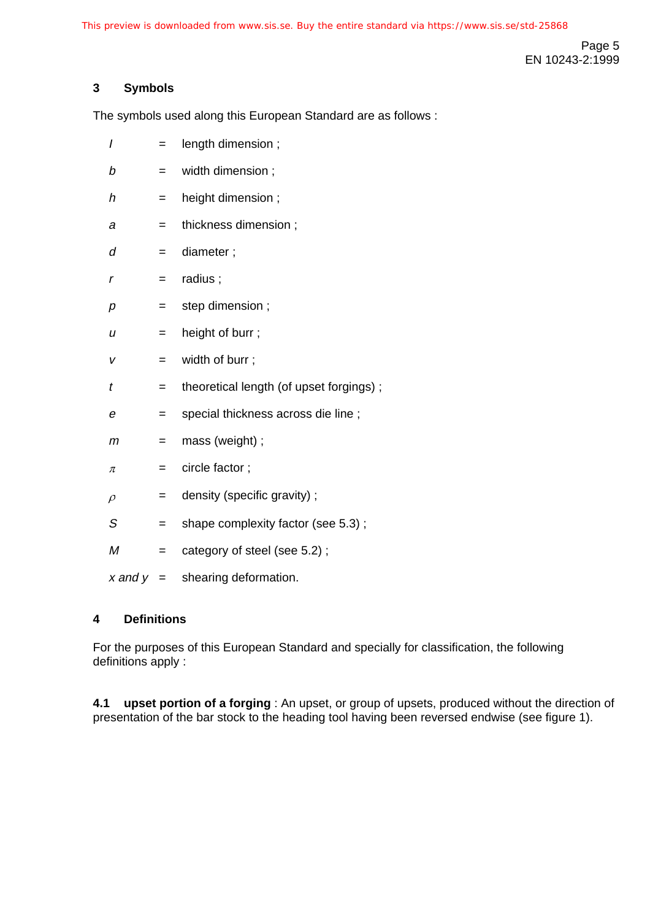## 3 Symbols

The symbols used along this European Standard are as follows :

| | | |
|---|---|---|
| $l$ | = | length dimension ; |
| $b$ | = | width dimension ; |
| $h$ | = | height dimension ; |
| $a$ | = | thickness dimension ; |
| $d$ | = | diameter ; |
| $r$ | = | radius ; |
| $p$ | = | step dimension ; |
| $u$ | = | height of burr ; |
| $v$ | = | width of burr ; |
| $t$ | = | theoretical length (of upset forgings) ; |
| $e$ | = | special thickness across die line ; |
| $m$ | = | mass (weight) ; |
| $\pi$ | = | circle factor ; |
| $\rho$ | = | density (specific gravity) ; |
| $S$ | = | shape complexity factor (see 5.3) ; |
| $M$ | = | category of steel (see 5.2) ; |
| $x$ and $y$ | = | shearing deformation. |

## 4 Definitions

For the purposes of this European Standard and specially for classification, the following definitions apply :

**4.1 upset portion of a forging** : An upset, or group of upsets, produced without the direction of presentation of the bar stock to the heading tool having been reversed endwise (see figure 1).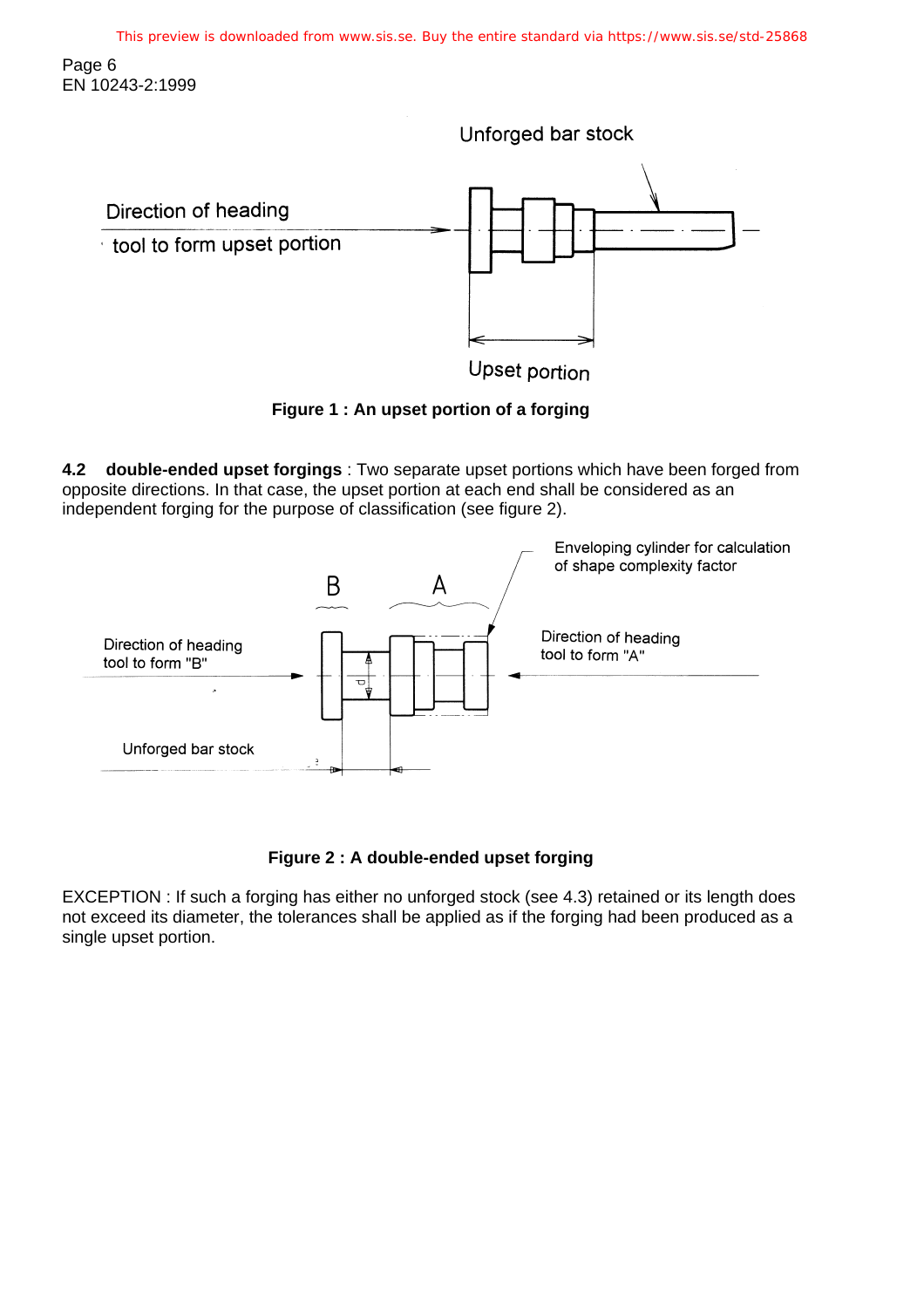Unforged bar stock

Direction of heading tool to form upset portion

Upset portion

**Figure 1 : An upset portion of a forging**

**4.2 double-ended upset forgings** : Two separate upset portions which have been forged from opposite directions. In that case, the upset portion at each end shall be considered as an independent forging for the purpose of classification (see figure 2).

Enveloping cylinder for calculation of shape complexity factor

B A

Direction of heading tool to form "B"

Direction of heading tool to form "A"

Unforged bar stock

**Figure 2 : A double-ended upset forging**

EXCEPTION : If such a forging has either no unforged stock (see 4.3) retained or its length does not exceed its diameter, the tolerances shall be applied as if the forging had been produced as a single upset portion.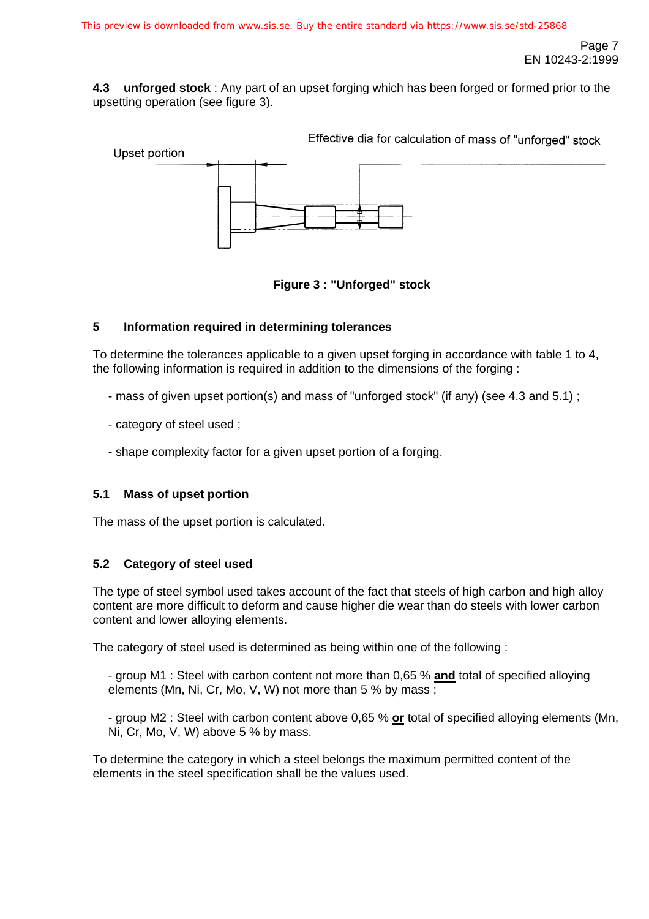**4.3 unforged stock** : Any part of an upset forging which has been forged or formed prior to the upsetting operation (see figure 3).

Upset portion

Effective dia for calculation of mass of "unforged" stock

**Figure 3 : "Unforged" stock**

## 5 Information required in determining tolerances

To determine the tolerances applicable to a given upset forging in accordance with table 1 to 4, the following information is required in addition to the dimensions of the forging :

- mass of given upset portion(s) and mass of "unforged stock" (if any) (see 4.3 and 5.1) ;

- category of steel used ;

- shape complexity factor for a given upset portion of a forging.

### 5.1 Mass of upset portion

The mass of the upset portion is calculated.

### 5.2 Category of steel used

The type of steel symbol used takes account of the fact that steels of high carbon and high alloy content are more difficult to deform and cause higher die wear than do steels with lower carbon content and lower alloying elements.

The category of steel used is determined as being within one of the following :

- group M1 : Steel with carbon content not more than 0,65 % **and** total of specified alloying elements (Mn, Ni, Cr, Mo, V, W) not more than 5 % by mass ;

- group M2 : Steel with carbon content above 0,65 % **or** total of specified alloying elements (Mn, Ni, Cr, Mo, V, W) above 5 % by mass.

To determine the category in which a steel belongs the maximum permitted content of the elements in the steel specification shall be the values used.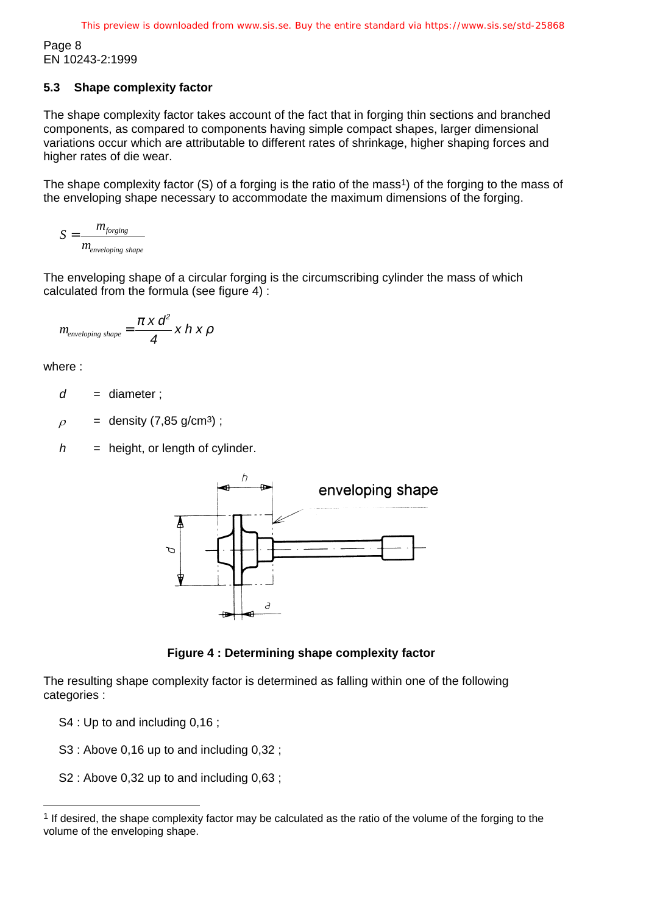### 5.3 Shape complexity factor

The shape complexity factor takes account of the fact that in forging thin sections and branched components, as compared to components having simple compact shapes, larger dimensional variations occur which are attributable to different rates of shrinkage, higher shaping forces and higher rates of die wear.

The shape complexity factor (S) of a forging is the ratio of the mass[1]) of the forging to the mass of the enveloping shape necessary to accommodate the maximum dimensions of the forging.

$$S = \frac{m_{forging}}{m_{enveloping\ shape}}$$

The enveloping shape of a circular forging is the circumscribing cylinder the mass of which calculated from the formula (see figure 4) :

$$m_{enveloping\ shape} = \frac{\pi \times d^2}{4} \times h \times \rho$$

where :

- $d$ = diameter ;
- $\rho$ = density (7,85 g/cm³) ;
- $h$ = height, or length of cylinder.

**Figure 4 : Determining shape complexity factor**

The resulting shape complexity factor is determined as falling within one of the following categories :

S4 : Up to and including 0,16 ;

S3 : Above 0,16 up to and including 0,32 ;

S2 : Above 0,32 up to and including 0,63 ;

---

[1] If desired, the shape complexity factor may be calculated as the ratio of the volume of the forging to the volume of the enveloping shape.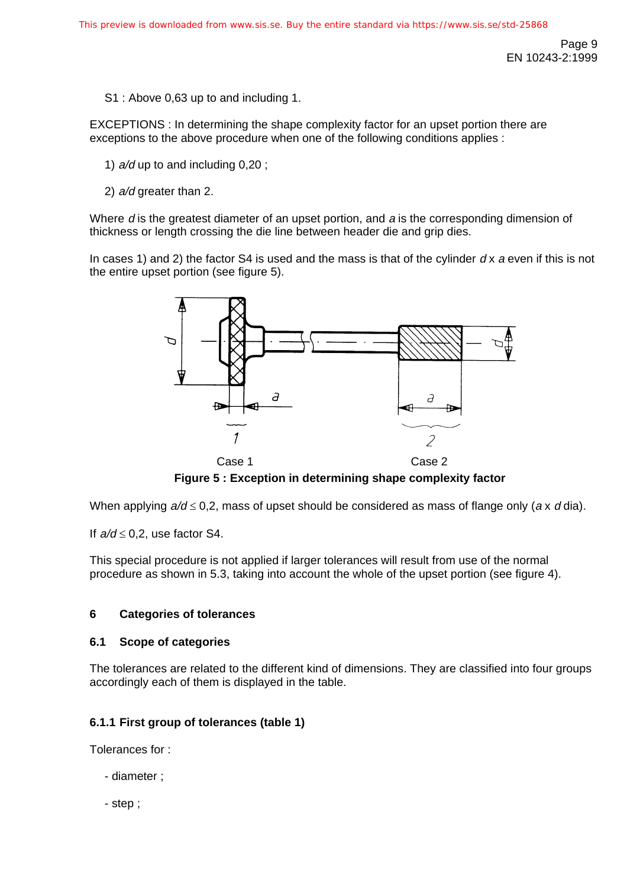S1 : Above 0,63 up to and including 1.

EXCEPTIONS : In determining the shape complexity factor for an upset portion there are exceptions to the above procedure when one of the following conditions applies :

1) *a/d* up to and including 0,20 ;

2) *a/d* greater than 2.

Where *d* is the greatest diameter of an upset portion, and *a* is the corresponding dimension of thickness or length crossing the die line between header die and grip dies.

In cases 1) and 2) the factor S4 is used and the mass is that of the cylinder *d* x *a* even if this is not the entire upset portion (see figure 5).

d

a

1

Case 1

d

a

2

Case 2

**Figure 5 : Exception in determining shape complexity factor**

When applying $a/d \leq 0,2$, mass of upset should be considered as mass of flange only (*a* x *d* dia).

If $a/d \leq 0,2$, use factor S4.

This special procedure is not applied if larger tolerances will result from use of the normal procedure as shown in 5.3, taking into account the whole of the upset portion (see figure 4).

## 6 Categories of tolerances

### 6.1 Scope of categories

The tolerances are related to the different kind of dimensions. They are classified into four groups accordingly each of them is displayed in the table.

#### 6.1.1 First group of tolerances (table 1)

Tolerances for :

- diameter ;

- step ;